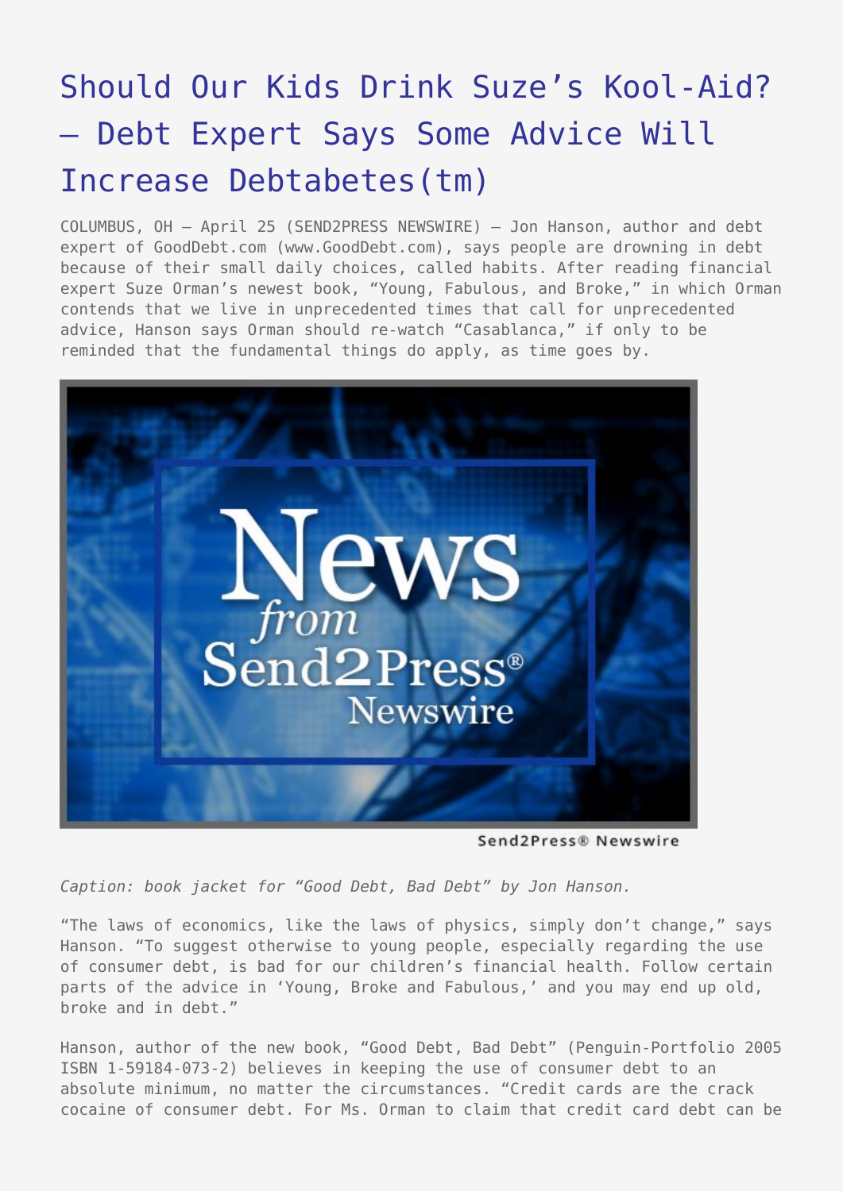# Should Our Kids Drink Suze's Kool-Aid? – Debt Expert Says Some Advice Will Increase Debtabetes(tm)

COLUMBUS, OH – April 25 (SEND2PRESS NEWSWIRE) – Jon Hanson, author and debt expert of GoodDebt.com (www.GoodDebt.com), says people are drowning in debt because of their small daily choices, called habits. After reading financial expert Suze Orman's newest book, "Young, Fabulous, and Broke," in which Orman contends that we live in unprecedented times that call for unprecedented advice, Hanson says Orman should re-watch "Casablanca," if only to be reminded that the fundamental things do apply, as time goes by.

*Caption: book jacket for "Good Debt, Bad Debt" by Jon Hanson.*

"The laws of economics, like the laws of physics, simply don't change," says Hanson. "To suggest otherwise to young people, especially regarding the use of consumer debt, is bad for our children's financial health. Follow certain parts of the advice in 'Young, Broke and Fabulous,' and you may end up old, broke and in debt."

Hanson, author of the new book, "Good Debt, Bad Debt" (Penguin-Portfolio 2005 ISBN 1-59184-073-2) believes in keeping the use of consumer debt to an absolute minimum, no matter the circumstances. "Credit cards are the crack cocaine of consumer debt. For Ms. Orman to claim that credit card debt can be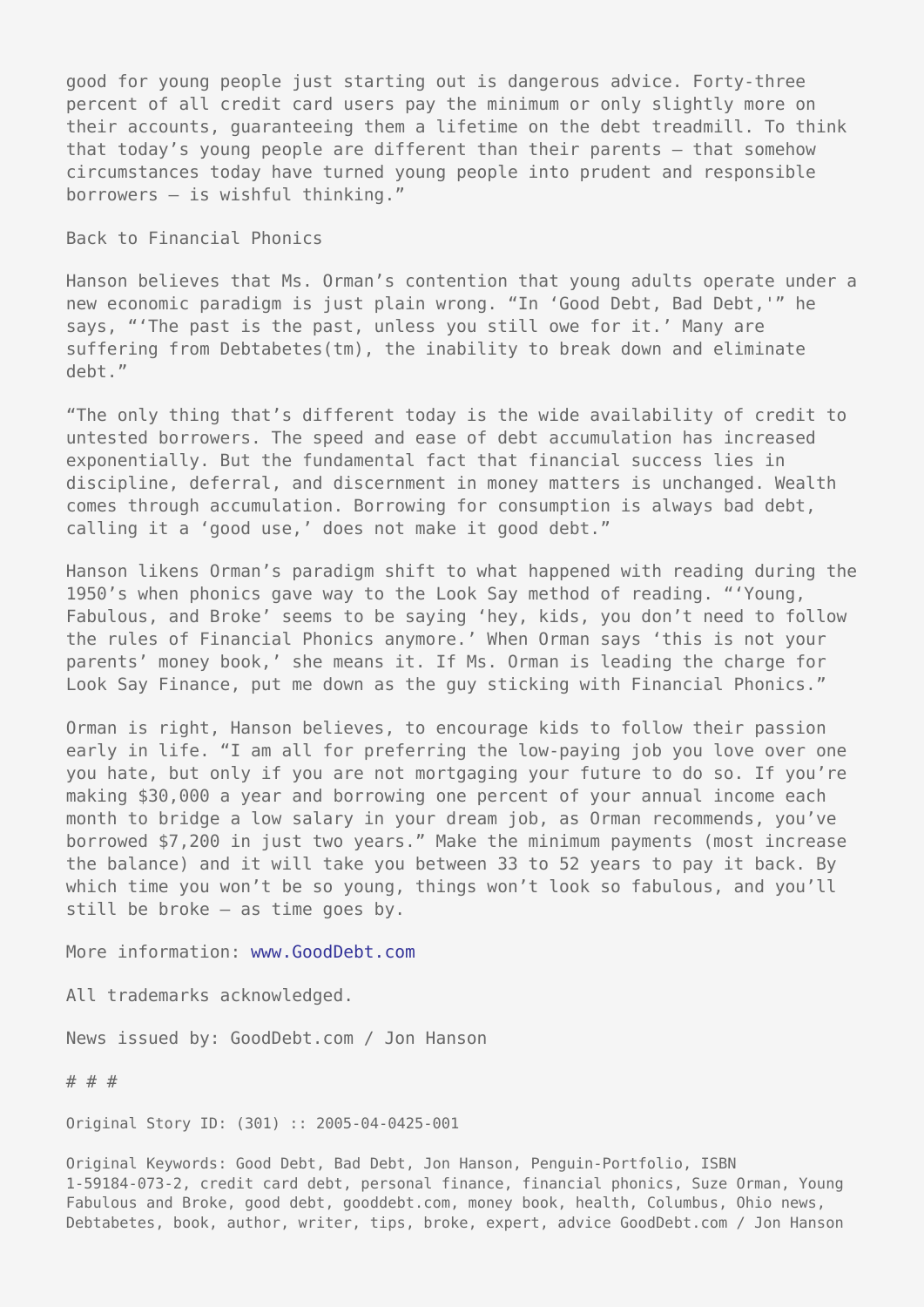good for young people just starting out is dangerous advice. Forty-three percent of all credit card users pay the minimum or only slightly more on their accounts, guaranteeing them a lifetime on the debt treadmill. To think that today's young people are different than their parents – that somehow circumstances today have turned young people into prudent and responsible borrowers – is wishful thinking."

Back to Financial Phonics

Hanson believes that Ms. Orman's contention that young adults operate under a new economic paradigm is just plain wrong. "In 'Good Debt, Bad Debt,'" he says, "'The past is the past, unless you still owe for it.' Many are suffering from Debtabetes(tm), the inability to break down and eliminate debt."

"The only thing that's different today is the wide availability of credit to untested borrowers. The speed and ease of debt accumulation has increased exponentially. But the fundamental fact that financial success lies in discipline, deferral, and discernment in money matters is unchanged. Wealth comes through accumulation. Borrowing for consumption is always bad debt, calling it a 'good use,' does not make it good debt."

Hanson likens Orman's paradigm shift to what happened with reading during the 1950's when phonics gave way to the Look Say method of reading. "'Young, Fabulous, and Broke' seems to be saying 'hey, kids, you don't need to follow the rules of Financial Phonics anymore.' When Orman says 'this is not your parents' money book,' she means it. If Ms. Orman is leading the charge for Look Say Finance, put me down as the guy sticking with Financial Phonics."

Orman is right, Hanson believes, to encourage kids to follow their passion early in life. "I am all for preferring the low-paying job you love over one you hate, but only if you are not mortgaging your future to do so. If you're making $30,000 a year and borrowing one percent of your annual income each month to bridge a low salary in your dream job, as Orman recommends, you've borrowed $7,200 in just two years." Make the minimum payments (most increase the balance) and it will take you between 33 to 52 years to pay it back. By which time you won't be so young, things won't look so fabulous, and you'll still be broke – as time goes by.

More information: www.GoodDebt.com

All trademarks acknowledged.

News issued by: GoodDebt.com / Jon Hanson

# # #

Original Story ID: (301) :: 2005-04-0425-001

Original Keywords: Good Debt, Bad Debt, Jon Hanson, Penguin-Portfolio, ISBN 1-59184-073-2, credit card debt, personal finance, financial phonics, Suze Orman, Young Fabulous and Broke, good debt, gooddebt.com, money book, health, Columbus, Ohio news, Debtabetes, book, author, writer, tips, broke, expert, advice GoodDebt.com / Jon Hanson